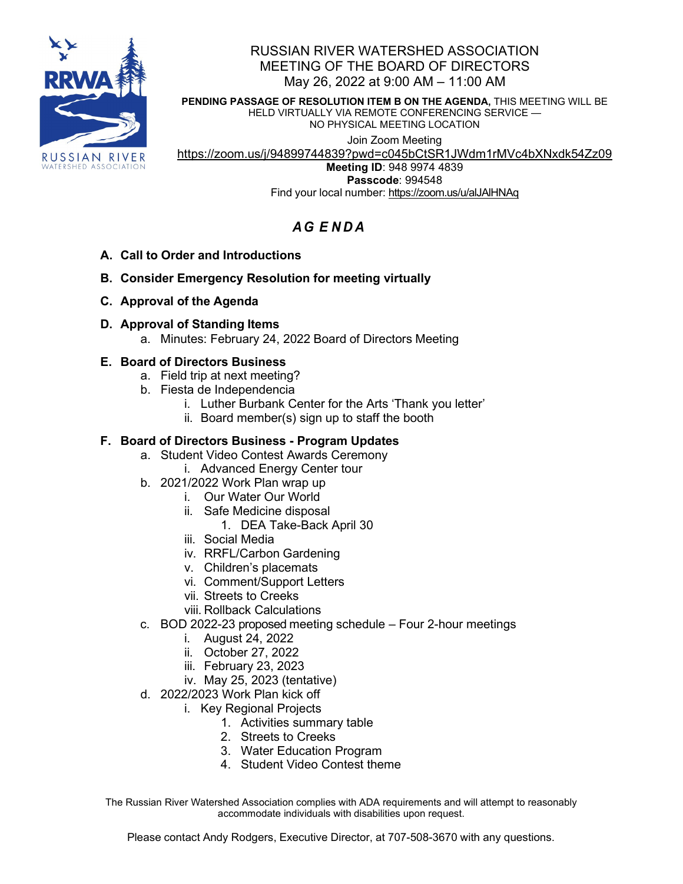# RUSSIAN RIVER WATERSHED ASSOCIATION
## MEETING OF THE BOARD OF DIRECTORS
### May 26, 2022 at 9:00 AM – 11:00 AM

**PENDING PASSAGE OF RESOLUTION ITEM B ON THE AGENDA,** THIS MEETING WILL BE HELD VIRTUALLY VIA REMOTE CONFERENCING SERVICE — NO PHYSICAL MEETING LOCATION

Join Zoom Meeting
https://zoom.us/j/94899744839?pwd=c045bCtSR1JWdm1rMVc4bXNxdk54Zz09
**Meeting ID**: 948 9974 4839
**Passcode**: 994548
Find your local number: https://zoom.us/u/alJAlHNAq

## *AGENDA*

**A. Call to Order and Introductions**

**B. Consider Emergency Resolution for meeting virtually**

**C. Approval of the Agenda**

**D. Approval of Standing Items**

  a. Minutes: February 24, 2022 Board of Directors Meeting

**E. Board of Directors Business**

  a. Field trip at next meeting?
  b. Fiesta de Independencia
    i. Luther Burbank Center for the Arts 'Thank you letter'
    ii. Board member(s) sign up to staff the booth

**F. Board of Directors Business - Program Updates**

  a. Student Video Contest Awards Ceremony
    i. Advanced Energy Center tour
  b. 2021/2022 Work Plan wrap up
    i. Our Water Our World
    ii. Safe Medicine disposal
      1. DEA Take-Back April 30
    iii. Social Media
    iv. RRFL/Carbon Gardening
    v. Children's placemats
    vi. Comment/Support Letters
    vii. Streets to Creeks
    viii. Rollback Calculations
  c. BOD 2022-23 proposed meeting schedule – Four 2-hour meetings
    i. August 24, 2022
    ii. October 27, 2022
    iii. February 23, 2023
    iv. May 25, 2023 (tentative)
  d. 2022/2023 Work Plan kick off
    i. Key Regional Projects
      1. Activities summary table
      2. Streets to Creeks
      3. Water Education Program
      4. Student Video Contest theme

The Russian River Watershed Association complies with ADA requirements and will attempt to reasonably accommodate individuals with disabilities upon request.

Please contact Andy Rodgers, Executive Director, at 707-508-3670 with any questions.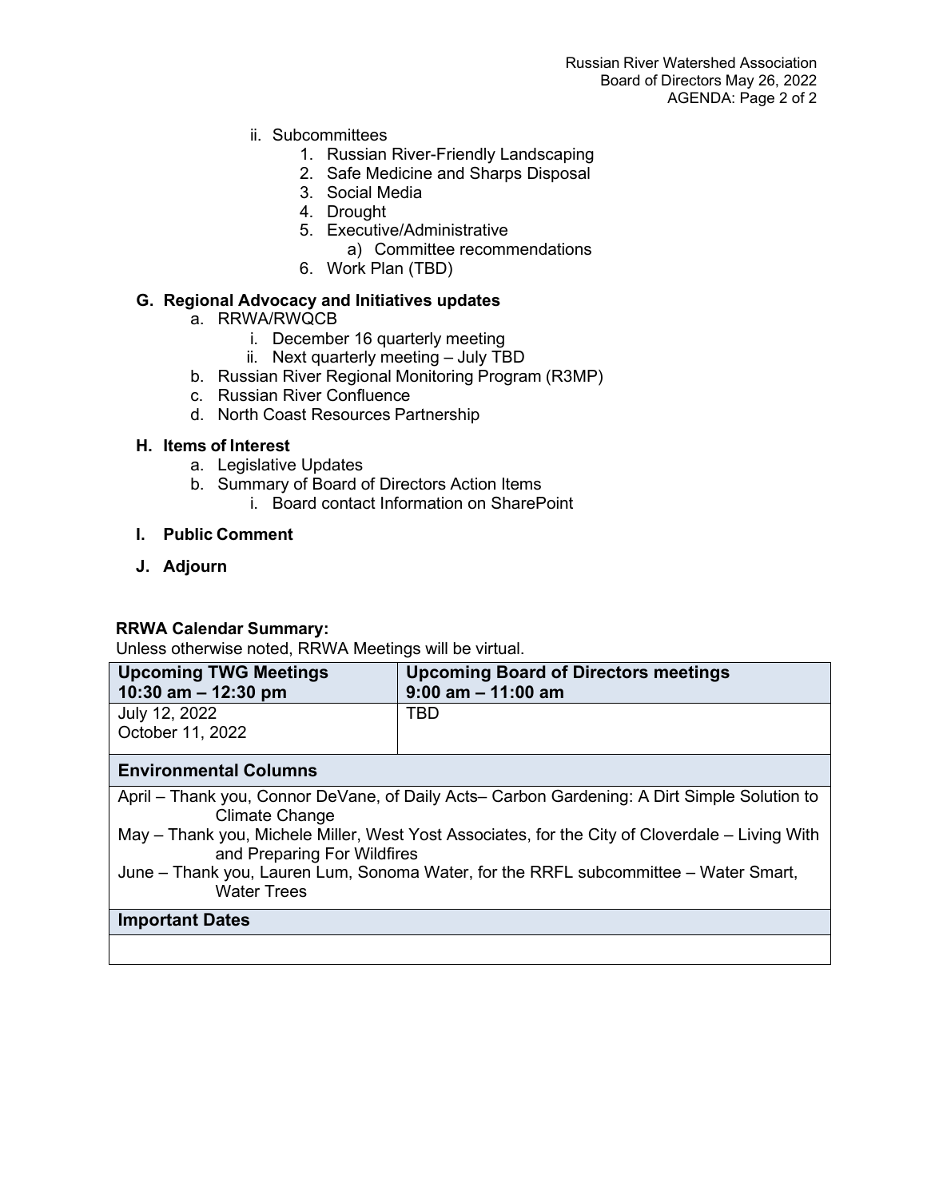ii. Subcommittees
    1. Russian River-Friendly Landscaping
    2. Safe Medicine and Sharps Disposal
    3. Social Media
    4. Drought
    5. Executive/Administrative
        a) Committee recommendations
    6. Work Plan (TBD)

**G. Regional Advocacy and Initiatives updates**

a. RRWA/RWQCB
    i. December 16 quarterly meeting
    ii. Next quarterly meeting – July TBD

b. Russian River Regional Monitoring Program (R3MP)

c. Russian River Confluence

d. North Coast Resources Partnership

**H. Items of Interest**

a. Legislative Updates

b. Summary of Board of Directors Action Items
    i. Board contact Information on SharePoint

**I. Public Comment**

**J. Adjourn**

**RRWA Calendar Summary:**

Unless otherwise noted, RRWA Meetings will be virtual.

| **Upcoming TWG Meetings 10:30 am – 12:30 pm** | **Upcoming Board of Directors meetings 9:00 am – 11:00 am** |
|---|---|
| July 12, 2022<br>October 11, 2022 | TBD |
| **Environmental Columns** | |
| April – Thank you, Connor DeVane, of Daily Acts– Carbon Gardening: A Dirt Simple Solution to Climate Change<br>May – Thank you, Michele Miller, West Yost Associates, for the City of Cloverdale – Living With and Preparing For Wildfires<br>June – Thank you, Lauren Lum, Sonoma Water, for the RRFL subcommittee – Water Smart, Water Trees | |
| **Important Dates** | |
| | |